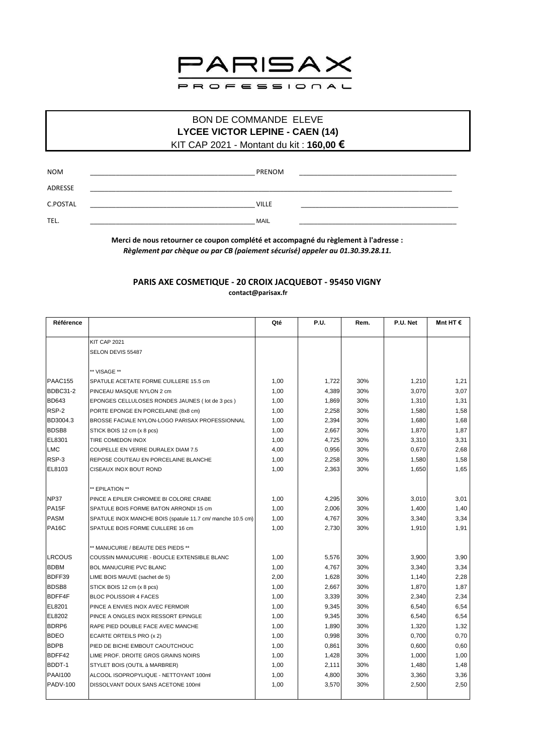# PARISAX PROFESSIONAL

BON DE COMMANDE ELEVE
**LYCEE VICTOR LEPINE - CAEN (14)**
KIT CAP 2021 - Montant du kit : **160,00 €**

NOM ______________________________ PRENOM ______________________________

ADRESSE ____________________________________________________________

C.POSTAL ______________________________ VILLE ______________________________

TEL. ______________________________ MAIL ______________________________

**Merci de nous retourner ce coupon complété et accompagné du règlement à l'adresse :**
***Règlement par chèque ou par CB (paiement sécurisé) appeler au 01.30.39.28.11.***

**PARIS AXE COSMETIQUE - 20 CROIX JACQUEBOT - 95450 VIGNY**
**contact@parisax.fr**

| Référence | | Qté | P.U. | Rem. | P.U. Net | Mnt HT € |
|---|---|---|---|---|---|---|
| | KIT CAP 2021 | | | | | |
| | SELON DEVIS 55487 | | | | | |
| | | | | | | |
| | ** VISAGE ** | | | | | |
| PAAC155 | SPATULE ACETATE FORME CUILLERE 15.5 cm | 1,00 | 1,722 | 30% | 1,210 | 1,21 |
| BDBC31-2 | PINCEAU MASQUE NYLON 2 cm | 1,00 | 4,389 | 30% | 3,070 | 3,07 |
| BD643 | EPONGES CELLULOSES RONDES JAUNES ( lot de 3 pcs ) | 1,00 | 1,869 | 30% | 1,310 | 1,31 |
| RSP-2 | PORTE EPONGE EN PORCELAINE (8x8 cm) | 1,00 | 2,258 | 30% | 1,580 | 1,58 |
| BD3004.3 | BROSSE FACIALE NYLON-LOGO PARISAX PROFESSIONNAL | 1,00 | 2,394 | 30% | 1,680 | 1,68 |
| BDSB8 | STICK BOIS 12 cm (x 8 pcs) | 1,00 | 2,667 | 30% | 1,870 | 1,87 |
| EL8301 | TIRE COMEDON INOX | 1,00 | 4,725 | 30% | 3,310 | 3,31 |
| LMC | COUPELLE EN VERRE DURALEX DIAM 7.5 | 4,00 | 0,956 | 30% | 0,670 | 2,68 |
| RSP-3 | REPOSE COUTEAU EN PORCELAINE BLANCHE | 1,00 | 2,258 | 30% | 1,580 | 1,58 |
| EL8103 | CISEAUX INOX BOUT ROND | 1,00 | 2,363 | 30% | 1,650 | 1,65 |
| | | | | | | |
| | ** EPILATION ** | | | | | |
| NP37 | PINCE A EPILER CHROMEE BI COLORE CRABE | 1,00 | 4,295 | 30% | 3,010 | 3,01 |
| PA15F | SPATULE BOIS FORME BATON ARRONDI 15 cm | 1,00 | 2,006 | 30% | 1,400 | 1,40 |
| PASM | SPATULE INOX MANCHE BOIS (spatule 11.7 cm/ manche 10.5 cm) | 1,00 | 4,767 | 30% | 3,340 | 3,34 |
| PA16C | SPATULE BOIS FORME CUILLERE 16 cm | 1,00 | 2,730 | 30% | 1,910 | 1,91 |
| | | | | | | |
| | ** MANUCURIE / BEAUTE DES PIEDS ** | | | | | |
| LRCOUS | COUSSIN MANUCURIE - BOUCLE EXTENSIBLE BLANC | 1,00 | 5,576 | 30% | 3,900 | 3,90 |
| BDBM | BOL MANUCURIE PVC BLANC | 1,00 | 4,767 | 30% | 3,340 | 3,34 |
| BDFF39 | LIME BOIS MAUVE (sachet de 5) | 2,00 | 1,628 | 30% | 1,140 | 2,28 |
| BDSB8 | STICK BOIS 12 cm (x 8 pcs) | 1,00 | 2,667 | 30% | 1,870 | 1,87 |
| BDFF4F | BLOC POLISSOIR 4 FACES | 1,00 | 3,339 | 30% | 2,340 | 2,34 |
| EL8201 | PINCE A ENVIES INOX AVEC FERMOIR | 1,00 | 9,345 | 30% | 6,540 | 6,54 |
| EL8202 | PINCE A ONGLES INOX RESSORT EPINGLE | 1,00 | 9,345 | 30% | 6,540 | 6,54 |
| BDRP6 | RAPE PIED DOUBLE FACE AVEC MANCHE | 1,00 | 1,890 | 30% | 1,320 | 1,32 |
| BDEO | ECARTE ORTEILS PRO (x 2) | 1,00 | 0,998 | 30% | 0,700 | 0,70 |
| BDPB | PIED DE BICHE EMBOUT CAOUTCHOUC | 1,00 | 0,861 | 30% | 0,600 | 0,60 |
| BDFF42 | LIME PROF. DROITE GROS GRAINS NOIRS | 1,00 | 1,428 | 30% | 1,000 | 1,00 |
| BDDT-1 | STYLET BOIS (OUTIL à MARBRER) | 1,00 | 2,111 | 30% | 1,480 | 1,48 |
| PAAI100 | ALCOOL ISOPROPYLIQUE - NETTOYANT 100ml | 1,00 | 4,800 | 30% | 3,360 | 3,36 |
| PADV-100 | DISSOLVANT DOUX SANS ACETONE 100ml | 1,00 | 3,570 | 30% | 2,500 | 2,50 |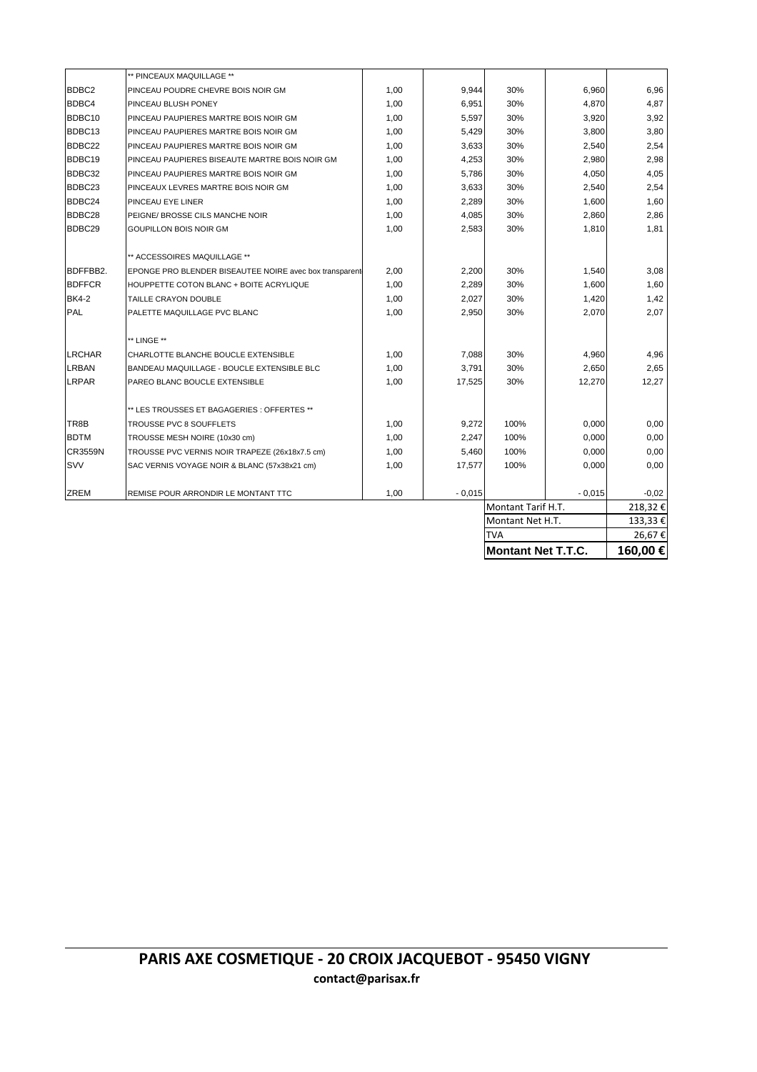| | | | | | | |
|---|---|---|---|---|---|---|
| | ** PINCEAUX MAQUILLAGE ** | | | | | |
| BDBC2 | PINCEAU POUDRE CHEVRE BOIS NOIR GM | 1,00 | 9,944 | 30% | 6,960 | 6,96 |
| BDBC4 | PINCEAU BLUSH PONEY | 1,00 | 6,951 | 30% | 4,870 | 4,87 |
| BDBC10 | PINCEAU PAUPIERES MARTRE BOIS NOIR GM | 1,00 | 5,597 | 30% | 3,920 | 3,92 |
| BDBC13 | PINCEAU PAUPIERES MARTRE BOIS NOIR GM | 1,00 | 5,429 | 30% | 3,800 | 3,80 |
| BDBC22 | PINCEAU PAUPIERES MARTRE BOIS NOIR GM | 1,00 | 3,633 | 30% | 2,540 | 2,54 |
| BDBC19 | PINCEAU PAUPIERES BISEAUTE MARTRE BOIS NOIR GM | 1,00 | 4,253 | 30% | 2,980 | 2,98 |
| BDBC32 | PINCEAU PAUPIERES MARTRE BOIS NOIR GM | 1,00 | 5,786 | 30% | 4,050 | 4,05 |
| BDBC23 | PINCEAUX LEVRES MARTRE BOIS NOIR GM | 1,00 | 3,633 | 30% | 2,540 | 2,54 |
| BDBC24 | PINCEAU EYE LINER | 1,00 | 2,289 | 30% | 1,600 | 1,60 |
| BDBC28 | PEIGNE/ BROSSE CILS MANCHE NOIR | 1,00 | 4,085 | 30% | 2,860 | 2,86 |
| BDBC29 | GOUPILLON BOIS NOIR GM | 1,00 | 2,583 | 30% | 1,810 | 1,81 |
| | ** ACCESSOIRES MAQUILLAGE ** | | | | | |
| BDFFBB2. | EPONGE PRO BLENDER BISEAUTEE NOIRE avec box transparent | 2,00 | 2,200 | 30% | 1,540 | 3,08 |
| BDFFCR | HOUPPETTE COTON BLANC + BOITE ACRYLIQUE | 1,00 | 2,289 | 30% | 1,600 | 1,60 |
| BK4-2 | TAILLE CRAYON DOUBLE | 1,00 | 2,027 | 30% | 1,420 | 1,42 |
| PAL | PALETTE MAQUILLAGE PVC BLANC | 1,00 | 2,950 | 30% | 2,070 | 2,07 |
| | ** LINGE ** | | | | | |
| LRCHAR | CHARLOTTE BLANCHE BOUCLE EXTENSIBLE | 1,00 | 7,088 | 30% | 4,960 | 4,96 |
| LRBAN | BANDEAU MAQUILLAGE - BOUCLE EXTENSIBLE BLC | 1,00 | 3,791 | 30% | 2,650 | 2,65 |
| LRPAR | PAREO BLANC BOUCLE EXTENSIBLE | 1,00 | 17,525 | 30% | 12,270 | 12,27 |
| | ** LES TROUSSES ET BAGAGERIES : OFFERTES ** | | | | | |
| TR8B | TROUSSE PVC 8 SOUFFLETS | 1,00 | 9,272 | 100% | 0,000 | 0,00 |
| BDTM | TROUSSE MESH NOIRE (10x30 cm) | 1,00 | 2,247 | 100% | 0,000 | 0,00 |
| CR3559N | TROUSSE PVC VERNIS NOIR TRAPEZE (26x18x7.5 cm) | 1,00 | 5,460 | 100% | 0,000 | 0,00 |
| SVV | SAC VERNIS VOYAGE NOIR & BLANC (57x38x21 cm) | 1,00 | 17,577 | 100% | 0,000 | 0,00 |
| ZREM | REMISE POUR ARRONDIR LE MONTANT TTC | 1,00 | - 0,015 | | - 0,015 | -0,02 |
| | | | | Montant Tarif H.T. | | 218,32 € |
| | | | | Montant Net H.T. | | 133,33 € |
| | | | | TVA | | 26,67 € |
| | | | | **Montant Net T.T.C.** | | **160,00 €** |

**PARIS AXE COSMETIQUE - 20 CROIX JACQUEBOT - 95450 VIGNY**

**contact@parisax.fr**